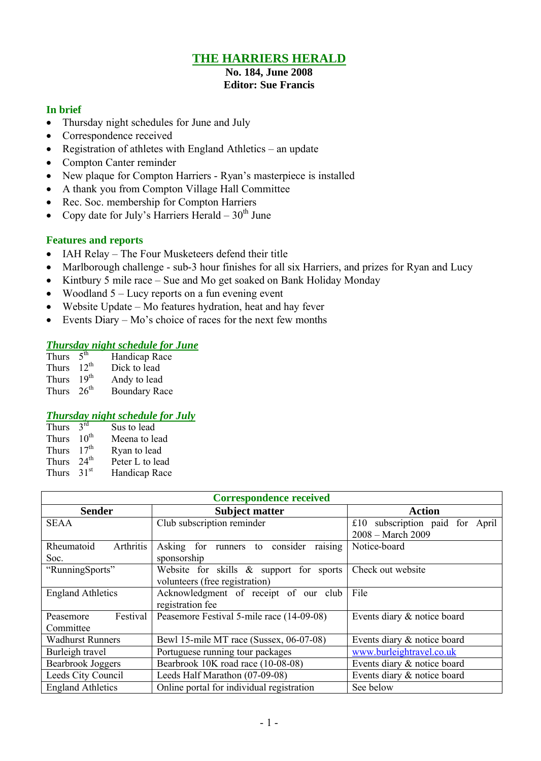# THE HARRIERS HERALD

**No. 184, June 2008**
**Editor: Sue Francis**

## In brief

- Thursday night schedules for June and July
- Correspondence received
- Registration of athletes with England Athletics – an update
- Compton Canter reminder
- New plaque for Compton Harriers - Ryan's masterpiece is installed
- A thank you from Compton Village Hall Committee
- Rec. Soc. membership for Compton Harriers
- Copy date for July's Harriers Herald – 30th June

## Features and reports

- IAH Relay – The Four Musketeers defend their title
- Marlborough challenge - sub-3 hour finishes for all six Harriers, and prizes for Ryan and Lucy
- Kintbury 5 mile race – Sue and Mo get soaked on Bank Holiday Monday
- Woodland 5 – Lucy reports on a fun evening event
- Website Update – Mo features hydration, heat and hay fever
- Events Diary – Mo's choice of races for the next few months

## *Thursday night schedule for June*

| | | |
|---|---|---|
| Thurs | 5th | Handicap Race |
| Thurs | 12th | Dick to lead |
| Thurs | 19th | Andy to lead |
| Thurs | 26th | Boundary Race |

## *Thursday night schedule for July*

| | | |
|---|---|---|
| Thurs | 3rd | Sus to lead |
| Thurs | 10th | Meena to lead |
| Thurs | 17th | Ryan to lead |
| Thurs | 24th | Peter L to lead |
| Thurs | 31st | Handicap Race |

## Correspondence received

| Sender | Subject matter | Action |
|---|---|---|
| SEAA | Club subscription reminder | £10 subscription paid for April 2008 – March 2009 |
| Rheumatoid Arthritis Soc. | Asking for runners to consider raising sponsorship | Notice-board |
| "RunningSports" | Website for skills & support for sports volunteers (free registration) | Check out website |
| England Athletics | Acknowledgment of receipt of our club registration fee | File |
| Peasemore Festival Committee | Peasemore Festival 5-mile race (14-09-08) | Events diary & notice board |
| Wadhurst Runners | Bewl 15-mile MT race (Sussex, 06-07-08) | Events diary & notice board |
| Burleigh travel | Portuguese running tour packages | www.burleightravel.co.uk |
| Bearbrook Joggers | Bearbrook 10K road race (10-08-08) | Events diary & notice board |
| Leeds City Council | Leeds Half Marathon (07-09-08) | Events diary & notice board |
| England Athletics | Online portal for individual registration | See below |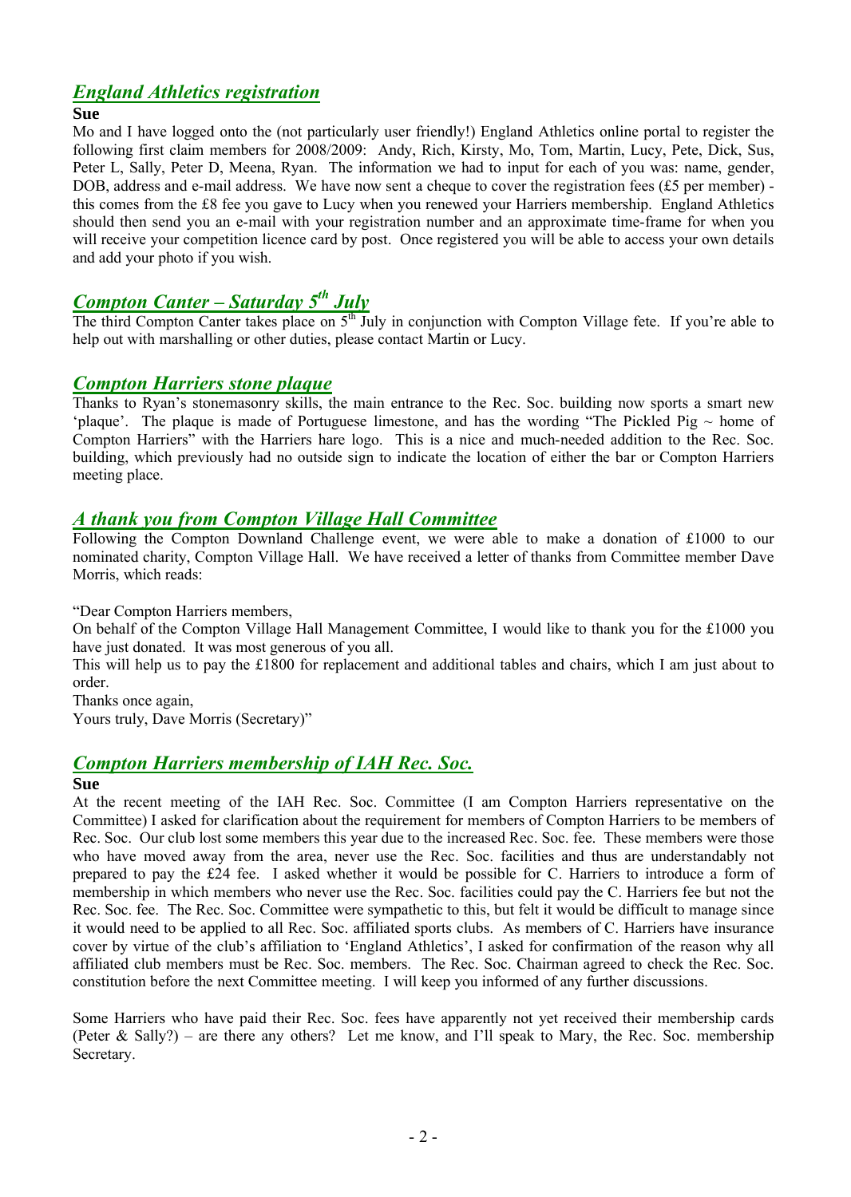## *England Athletics registration*

**Sue**

Mo and I have logged onto the (not particularly user friendly!) England Athletics online portal to register the following first claim members for 2008/2009: Andy, Rich, Kirsty, Mo, Tom, Martin, Lucy, Pete, Dick, Sus, Peter L, Sally, Peter D, Meena, Ryan. The information we had to input for each of you was: name, gender, DOB, address and e-mail address. We have now sent a cheque to cover the registration fees (£5 per member) - this comes from the £8 fee you gave to Lucy when you renewed your Harriers membership. England Athletics should then send you an e-mail with your registration number and an approximate time-frame for when you will receive your competition licence card by post. Once registered you will be able to access your own details and add your photo if you wish.

## *Compton Canter – Saturday 5th July*

The third Compton Canter takes place on 5th July in conjunction with Compton Village fete. If you're able to help out with marshalling or other duties, please contact Martin or Lucy.

## *Compton Harriers stone plaque*

Thanks to Ryan's stonemasonry skills, the main entrance to the Rec. Soc. building now sports a smart new 'plaque'. The plaque is made of Portuguese limestone, and has the wording "The Pickled Pig ~ home of Compton Harriers" with the Harriers hare logo. This is a nice and much-needed addition to the Rec. Soc. building, which previously had no outside sign to indicate the location of either the bar or Compton Harriers meeting place.

## *A thank you from Compton Village Hall Committee*

Following the Compton Downland Challenge event, we were able to make a donation of £1000 to our nominated charity, Compton Village Hall. We have received a letter of thanks from Committee member Dave Morris, which reads:

"Dear Compton Harriers members,

On behalf of the Compton Village Hall Management Committee, I would like to thank you for the £1000 you have just donated. It was most generous of you all.

This will help us to pay the £1800 for replacement and additional tables and chairs, which I am just about to order.

Thanks once again,

Yours truly, Dave Morris (Secretary)"

## *Compton Harriers membership of IAH Rec. Soc.*

**Sue**

At the recent meeting of the IAH Rec. Soc. Committee (I am Compton Harriers representative on the Committee) I asked for clarification about the requirement for members of Compton Harriers to be members of Rec. Soc. Our club lost some members this year due to the increased Rec. Soc. fee. These members were those who have moved away from the area, never use the Rec. Soc. facilities and thus are understandably not prepared to pay the £24 fee. I asked whether it would be possible for C. Harriers to introduce a form of membership in which members who never use the Rec. Soc. facilities could pay the C. Harriers fee but not the Rec. Soc. fee. The Rec. Soc. Committee were sympathetic to this, but felt it would be difficult to manage since it would need to be applied to all Rec. Soc. affiliated sports clubs. As members of C. Harriers have insurance cover by virtue of the club's affiliation to 'England Athletics', I asked for confirmation of the reason why all affiliated club members must be Rec. Soc. members. The Rec. Soc. Chairman agreed to check the Rec. Soc. constitution before the next Committee meeting. I will keep you informed of any further discussions.

Some Harriers who have paid their Rec. Soc. fees have apparently not yet received their membership cards (Peter & Sally?) – are there any others? Let me know, and I'll speak to Mary, the Rec. Soc. membership Secretary.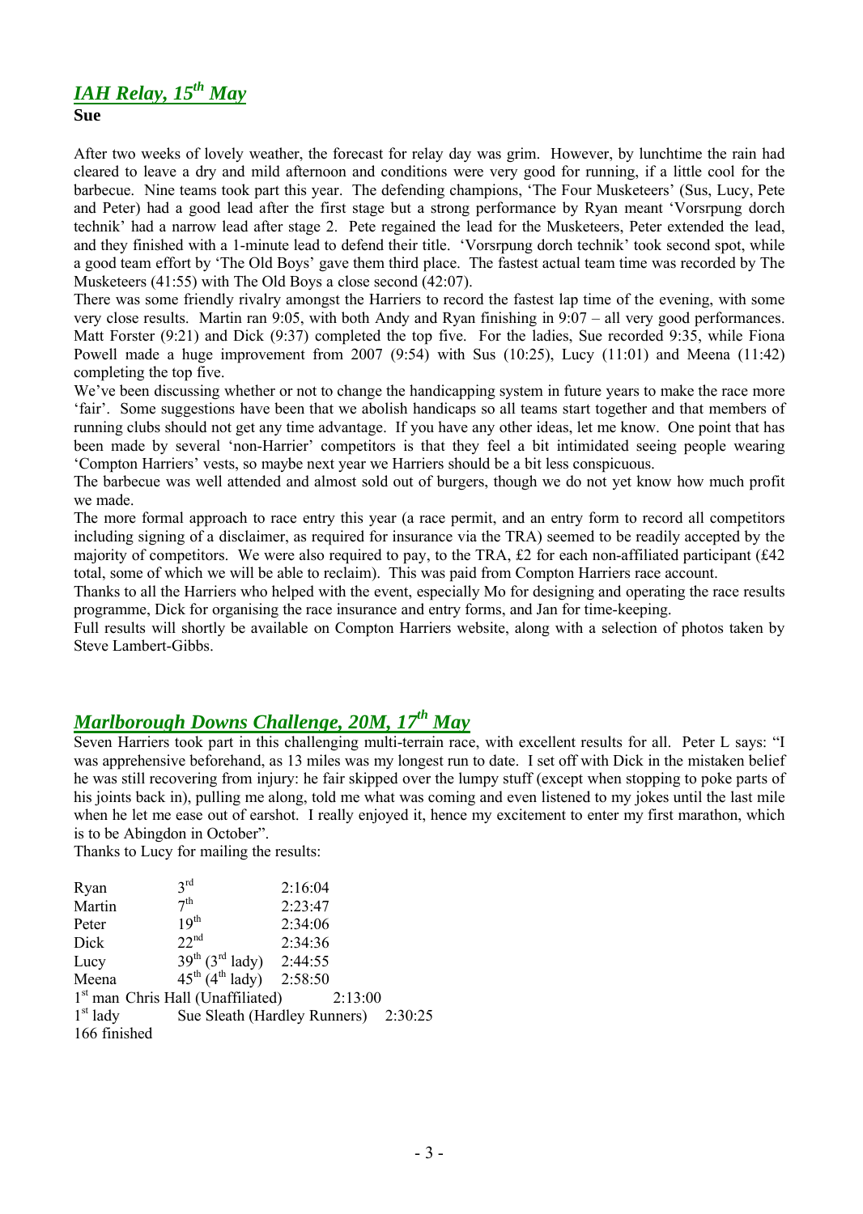## *IAH Relay, 15th May*

**Sue**

After two weeks of lovely weather, the forecast for relay day was grim. However, by lunchtime the rain had cleared to leave a dry and mild afternoon and conditions were very good for running, if a little cool for the barbecue. Nine teams took part this year. The defending champions, 'The Four Musketeers' (Sus, Lucy, Pete and Peter) had a good lead after the first stage but a strong performance by Ryan meant 'Vorsrpung dorch technik' had a narrow lead after stage 2. Pete regained the lead for the Musketeers, Peter extended the lead, and they finished with a 1-minute lead to defend their title. 'Vorsrpung dorch technik' took second spot, while a good team effort by 'The Old Boys' gave them third place. The fastest actual team time was recorded by The Musketeers (41:55) with The Old Boys a close second (42:07).

There was some friendly rivalry amongst the Harriers to record the fastest lap time of the evening, with some very close results. Martin ran 9:05, with both Andy and Ryan finishing in 9:07 – all very good performances. Matt Forster (9:21) and Dick (9:37) completed the top five. For the ladies, Sue recorded 9:35, while Fiona Powell made a huge improvement from 2007 (9:54) with Sus (10:25), Lucy (11:01) and Meena (11:42) completing the top five.

We've been discussing whether or not to change the handicapping system in future years to make the race more 'fair'. Some suggestions have been that we abolish handicaps so all teams start together and that members of running clubs should not get any time advantage. If you have any other ideas, let me know. One point that has been made by several 'non-Harrier' competitors is that they feel a bit intimidated seeing people wearing 'Compton Harriers' vests, so maybe next year we Harriers should be a bit less conspicuous.

The barbecue was well attended and almost sold out of burgers, though we do not yet know how much profit we made.

The more formal approach to race entry this year (a race permit, and an entry form to record all competitors including signing of a disclaimer, as required for insurance via the TRA) seemed to be readily accepted by the majority of competitors. We were also required to pay, to the TRA, £2 for each non-affiliated participant (£42 total, some of which we will be able to reclaim). This was paid from Compton Harriers race account.

Thanks to all the Harriers who helped with the event, especially Mo for designing and operating the race results programme, Dick for organising the race insurance and entry forms, and Jan for time-keeping.

Full results will shortly be available on Compton Harriers website, along with a selection of photos taken by Steve Lambert-Gibbs.

## *Marlborough Downs Challenge, 20M, 17th May*

Seven Harriers took part in this challenging multi-terrain race, with excellent results for all. Peter L says: "I was apprehensive beforehand, as 13 miles was my longest run to date. I set off with Dick in the mistaken belief he was still recovering from injury: he fair skipped over the lumpy stuff (except when stopping to poke parts of his joints back in), pulling me along, told me what was coming and even listened to my jokes until the last mile when he let me ease out of earshot. I really enjoyed it, hence my excitement to enter my first marathon, which is to be Abingdon in October".

Thanks to Lucy for mailing the results:

| | | |
|---|---|---|
| Ryan | 3rd | 2:16:04 |
| Martin | 7th | 2:23:47 |
| Peter | 19th | 2:34:06 |
| Dick | 22nd | 2:34:36 |
| Lucy | 39th (3rd lady) | 2:44:55 |
| Meena | 45th (4th lady) | 2:58:50 |
| 1st man | Chris Hall (Unaffiliated) | 2:13:00 |
| 1st lady | Sue Sleath (Hardley Runners) | 2:30:25 |

166 finished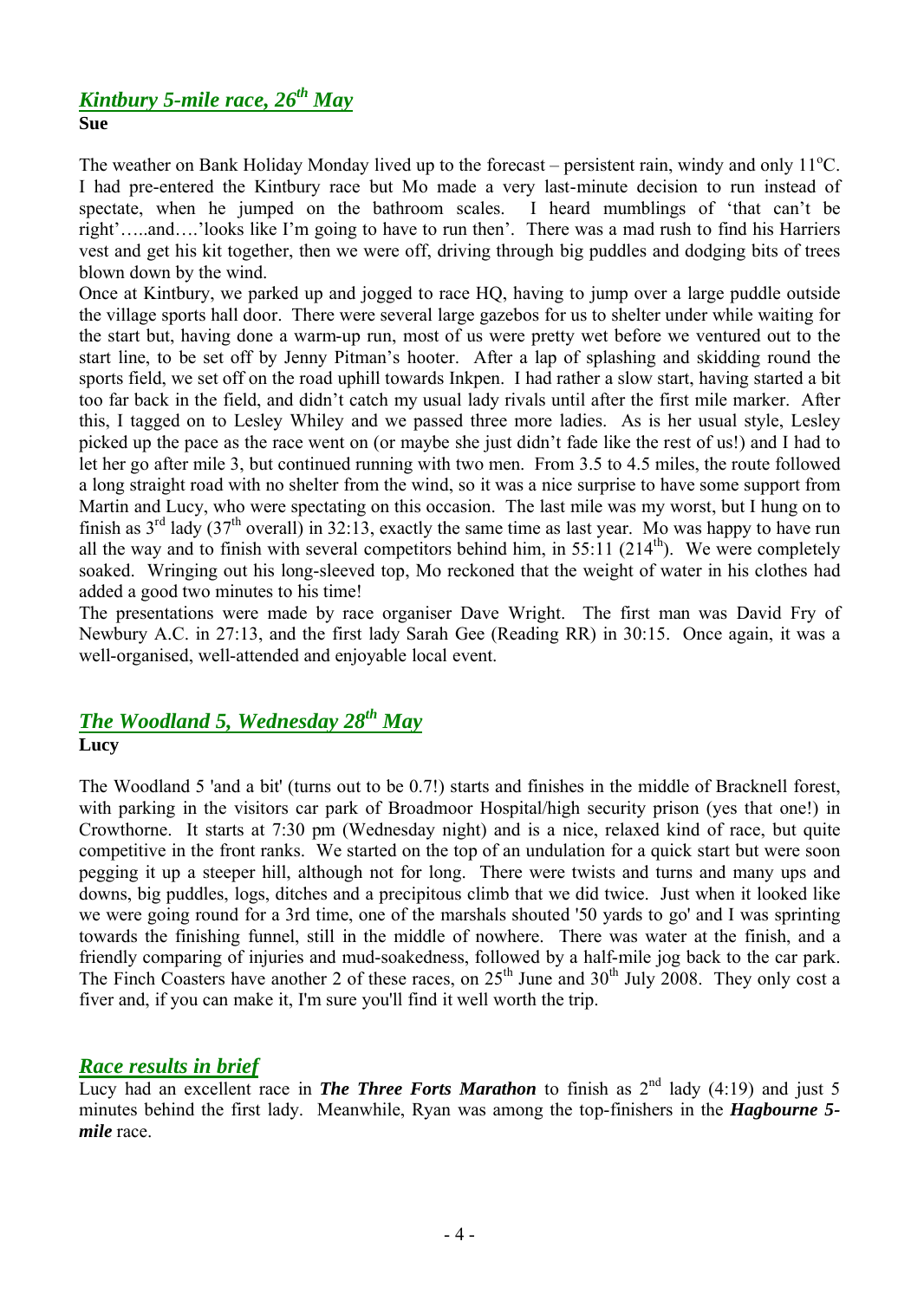## *Kintbury 5-mile race, 26th May*

**Sue**

The weather on Bank Holiday Monday lived up to the forecast – persistent rain, windy and only 11°C. I had pre-entered the Kintbury race but Mo made a very last-minute decision to run instead of spectate, when he jumped on the bathroom scales. I heard mumblings of 'that can't be right'…..and….'looks like I'm going to have to run then'. There was a mad rush to find his Harriers vest and get his kit together, then we were off, driving through big puddles and dodging bits of trees blown down by the wind.

Once at Kintbury, we parked up and jogged to race HQ, having to jump over a large puddle outside the village sports hall door. There were several large gazebos for us to shelter under while waiting for the start but, having done a warm-up run, most of us were pretty wet before we ventured out to the start line, to be set off by Jenny Pitman's hooter. After a lap of splashing and skidding round the sports field, we set off on the road uphill towards Inkpen. I had rather a slow start, having started a bit too far back in the field, and didn't catch my usual lady rivals until after the first mile marker. After this, I tagged on to Lesley Whiley and we passed three more ladies. As is her usual style, Lesley picked up the pace as the race went on (or maybe she just didn't fade like the rest of us!) and I had to let her go after mile 3, but continued running with two men. From 3.5 to 4.5 miles, the route followed a long straight road with no shelter from the wind, so it was a nice surprise to have some support from Martin and Lucy, who were spectating on this occasion. The last mile was my worst, but I hung on to finish as 3rd lady (37th overall) in 32:13, exactly the same time as last year. Mo was happy to have run all the way and to finish with several competitors behind him, in 55:11 (214th). We were completely soaked. Wringing out his long-sleeved top, Mo reckoned that the weight of water in his clothes had added a good two minutes to his time!

The presentations were made by race organiser Dave Wright. The first man was David Fry of Newbury A.C. in 27:13, and the first lady Sarah Gee (Reading RR) in 30:15. Once again, it was a well-organised, well-attended and enjoyable local event.

## *The Woodland 5, Wednesday 28th May*

**Lucy**

The Woodland 5 'and a bit' (turns out to be 0.7!) starts and finishes in the middle of Bracknell forest, with parking in the visitors car park of Broadmoor Hospital/high security prison (yes that one!) in Crowthorne. It starts at 7:30 pm (Wednesday night) and is a nice, relaxed kind of race, but quite competitive in the front ranks. We started on the top of an undulation for a quick start but were soon pegging it up a steeper hill, although not for long. There were twists and turns and many ups and downs, big puddles, logs, ditches and a precipitous climb that we did twice. Just when it looked like we were going round for a 3rd time, one of the marshals shouted '50 yards to go' and I was sprinting towards the finishing funnel, still in the middle of nowhere. There was water at the finish, and a friendly comparing of injuries and mud-soakedness, followed by a half-mile jog back to the car park. The Finch Coasters have another 2 of these races, on 25th June and 30th July 2008. They only cost a fiver and, if you can make it, I'm sure you'll find it well worth the trip.

## *Race results in brief*

Lucy had an excellent race in ***The Three Forts Marathon*** to finish as 2nd lady (4:19) and just 5 minutes behind the first lady. Meanwhile, Ryan was among the top-finishers in the ***Hagbourne 5-mile*** race.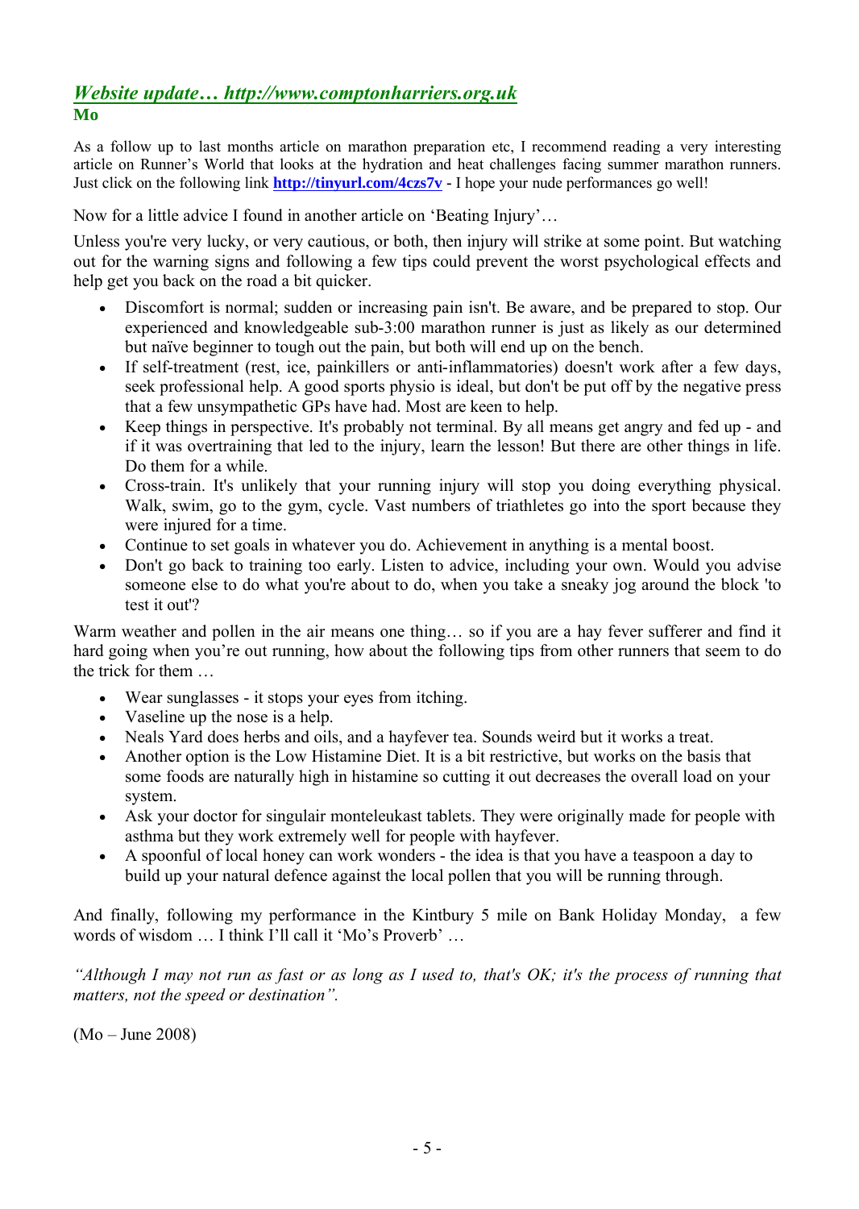## *Website update… http://www.comptonharriers.org.uk*

**Mo**

As a follow up to last months article on marathon preparation etc, I recommend reading a very interesting article on Runner's World that looks at the hydration and heat challenges facing summer marathon runners. Just click on the following link **http://tinyurl.com/4czs7v** - I hope your nude performances go well!

Now for a little advice I found in another article on 'Beating Injury'…

Unless you're very lucky, or very cautious, or both, then injury will strike at some point. But watching out for the warning signs and following a few tips could prevent the worst psychological effects and help get you back on the road a bit quicker.

- Discomfort is normal; sudden or increasing pain isn't. Be aware, and be prepared to stop. Our experienced and knowledgeable sub-3:00 marathon runner is just as likely as our determined but naïve beginner to tough out the pain, but both will end up on the bench.
- If self-treatment (rest, ice, painkillers or anti-inflammatories) doesn't work after a few days, seek professional help. A good sports physio is ideal, but don't be put off by the negative press that a few unsympathetic GPs have had. Most are keen to help.
- Keep things in perspective. It's probably not terminal. By all means get angry and fed up - and if it was overtraining that led to the injury, learn the lesson! But there are other things in life. Do them for a while.
- Cross-train. It's unlikely that your running injury will stop you doing everything physical. Walk, swim, go to the gym, cycle. Vast numbers of triathletes go into the sport because they were injured for a time.
- Continue to set goals in whatever you do. Achievement in anything is a mental boost.
- Don't go back to training too early. Listen to advice, including your own. Would you advise someone else to do what you're about to do, when you take a sneaky jog around the block 'to test it out'?

Warm weather and pollen in the air means one thing… so if you are a hay fever sufferer and find it hard going when you're out running, how about the following tips from other runners that seem to do the trick for them …

- Wear sunglasses - it stops your eyes from itching.
- Vaseline up the nose is a help.
- Neals Yard does herbs and oils, and a hayfever tea. Sounds weird but it works a treat.
- Another option is the Low Histamine Diet. It is a bit restrictive, but works on the basis that some foods are naturally high in histamine so cutting it out decreases the overall load on your system.
- Ask your doctor for singulair monteleukast tablets. They were originally made for people with asthma but they work extremely well for people with hayfever.
- A spoonful of local honey can work wonders - the idea is that you have a teaspoon a day to build up your natural defence against the local pollen that you will be running through.

And finally, following my performance in the Kintbury 5 mile on Bank Holiday Monday, a few words of wisdom … I think I'll call it 'Mo's Proverb' …

*"Although I may not run as fast or as long as I used to, that's OK; it's the process of running that matters, not the speed or destination".*

(Mo – June 2008)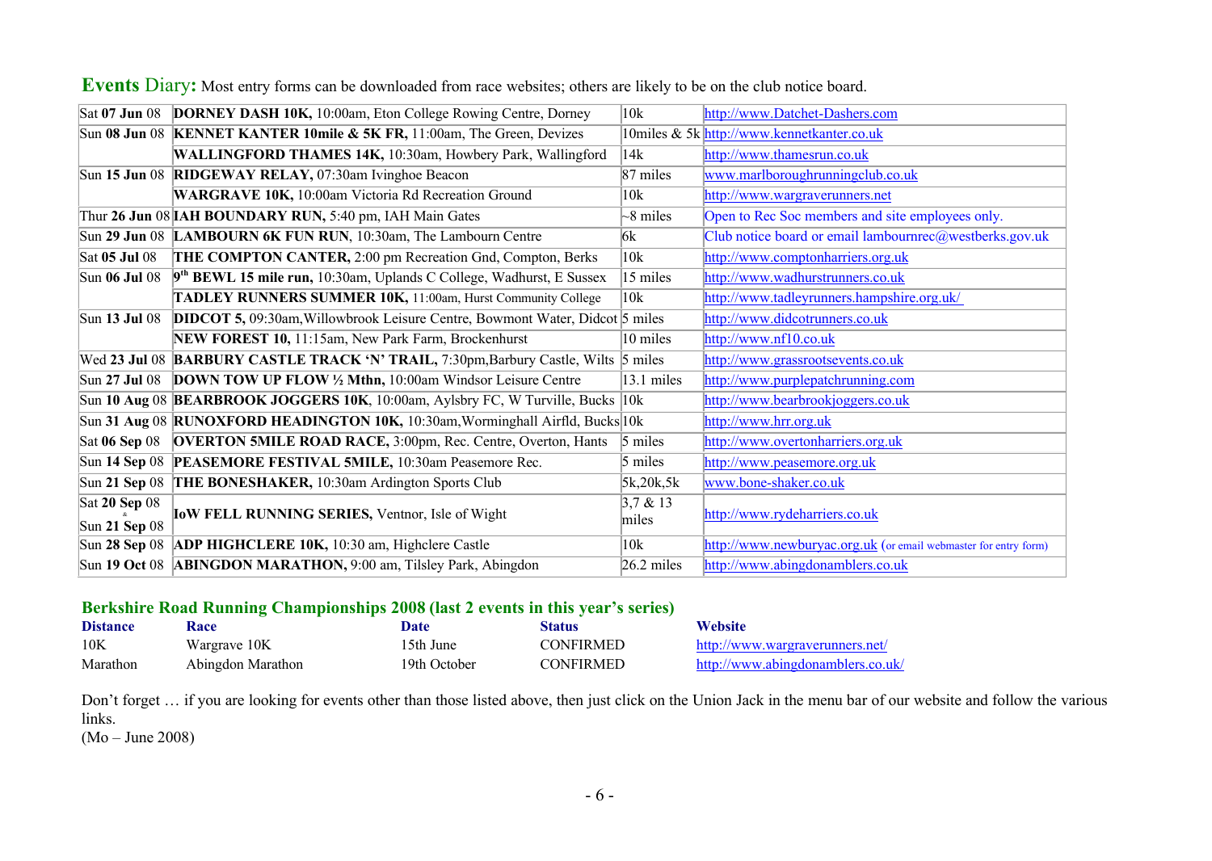## Events Diary: Most entry forms can be downloaded from race websites; others are likely to be on the club notice board.

| | | | |
|---|---|---|---|
| Sat **07 Jun** 08 | **DORNEY DASH 10K,** 10:00am, Eton College Rowing Centre, Dorney | 10k | http://www.Datchet-Dashers.com |
| Sun **08 Jun** 08 | **KENNET KANTER 10mile & 5K FR,** 11:00am, The Green, Devizes | 10miles & 5k | http://www.kennetkanter.co.uk |
| | **WALLINGFORD THAMES 14K,** 10:30am, Howbery Park, Wallingford | 14k | http://www.thamesrun.co.uk |
| Sun **15 Jun** 08 | **RIDGEWAY RELAY,** 07:30am Ivinghoe Beacon | 87 miles | www.marlboroughrunningclub.co.uk |
| | **WARGRAVE 10K,** 10:00am Victoria Rd Recreation Ground | 10k | http://www.wargraverunners.net |
| Thur **26 Jun** 08 | **IAH BOUNDARY RUN,** 5:40 pm, IAH Main Gates | ~8 miles | Open to Rec Soc members and site employees only. |
| Sun **29 Jun** 08 | **LAMBOURN 6K FUN RUN**, 10:30am, The Lambourn Centre | 6k | Club notice board or email lambournrec@westberks.gov.uk |
| Sat **05 Jul** 08 | **THE COMPTON CANTER,** 2:00 pm Recreation Gnd, Compton, Berks | 10k | http://www.comptonharriers.org.uk |
| Sun **06 Jul** 08 | **9th BEWL 15 mile run,** 10:30am, Uplands C College, Wadhurst, E Sussex | 15 miles | http://www.wadhurstrunners.co.uk |
| | **TADLEY RUNNERS SUMMER 10K,** 11:00am, Hurst Community College | 10k | http://www.tadleyrunners.hampshire.org.uk/ |
| Sun **13 Jul** 08 | **DIDCOT 5,** 09:30am,Willowbrook Leisure Centre, Bowmont Water, Didcot | 5 miles | http://www.didcotrunners.co.uk |
| | **NEW FOREST 10,** 11:15am, New Park Farm, Brockenhurst | 10 miles | http://www.nf10.co.uk |
| Wed **23 Jul** 08 | **BARBURY CASTLE TRACK 'N' TRAIL,** 7:30pm,Barbury Castle, Wilts | 5 miles | http://www.grassrootsevents.co.uk |
| Sun **27 Jul** 08 | **DOWN TOW UP FLOW ½ Mthn,** 10:00am Windsor Leisure Centre | 13.1 miles | http://www.purplepatchrunning.com |
| Sun **10 Aug** 08 | **BEARBROOK JOGGERS 10K**, 10:00am, Aylsbry FC, W Turville, Bucks | 10k | http://www.bearbrookjoggers.co.uk |
| Sun **31 Aug** 08 | **RUNOXFORD HEADINGTON 10K,** 10:30am,Worminghall Airfld, Bucks | 10k | http://www.hrr.org.uk |
| Sat **06 Sep** 08 | **OVERTON 5MILE ROAD RACE,** 3:00pm, Rec. Centre, Overton, Hants | 5 miles | http://www.overtonharriers.org.uk |
| Sun **14 Sep** 08 | **PEASEMORE FESTIVAL 5MILE,** 10:30am Peasemore Rec. | 5 miles | http://www.peasemore.org.uk |
| Sun **21 Sep** 08 | **THE BONESHAKER,** 10:30am Ardington Sports Club | 5k,20k,5k | www.bone-shaker.co.uk |
| Sat **20 Sep** 08 & Sun **21 Sep** 08 | **IoW FELL RUNNING SERIES,** Ventnor, Isle of Wight | 3,7 & 13 miles | http://www.rydeharriers.co.uk |
| Sun **28 Sep** 08 | **ADP HIGHCLERE 10K,** 10:30 am, Highclere Castle | 10k | http://www.newburyac.org.uk (or email webmaster for entry form) |
| Sun **19 Oct** 08 | **ABINGDON MARATHON,** 9:00 am, Tilsley Park, Abingdon | 26.2 miles | http://www.abingdonamblers.co.uk |

### Berkshire Road Running Championships 2008 (last 2 events in this year's series)

| Distance | Race | Date | Status | Website |
|---|---|---|---|---|
| 10K | Wargrave 10K | 15th June | CONFIRMED | http://www.wargraverunners.net/ |
| Marathon | Abingdon Marathon | 19th October | CONFIRMED | http://www.abingdonamblers.co.uk/ |

Don't forget … if you are looking for events other than those listed above, then just click on the Union Jack in the menu bar of our website and follow the various links.
(Mo – June 2008)